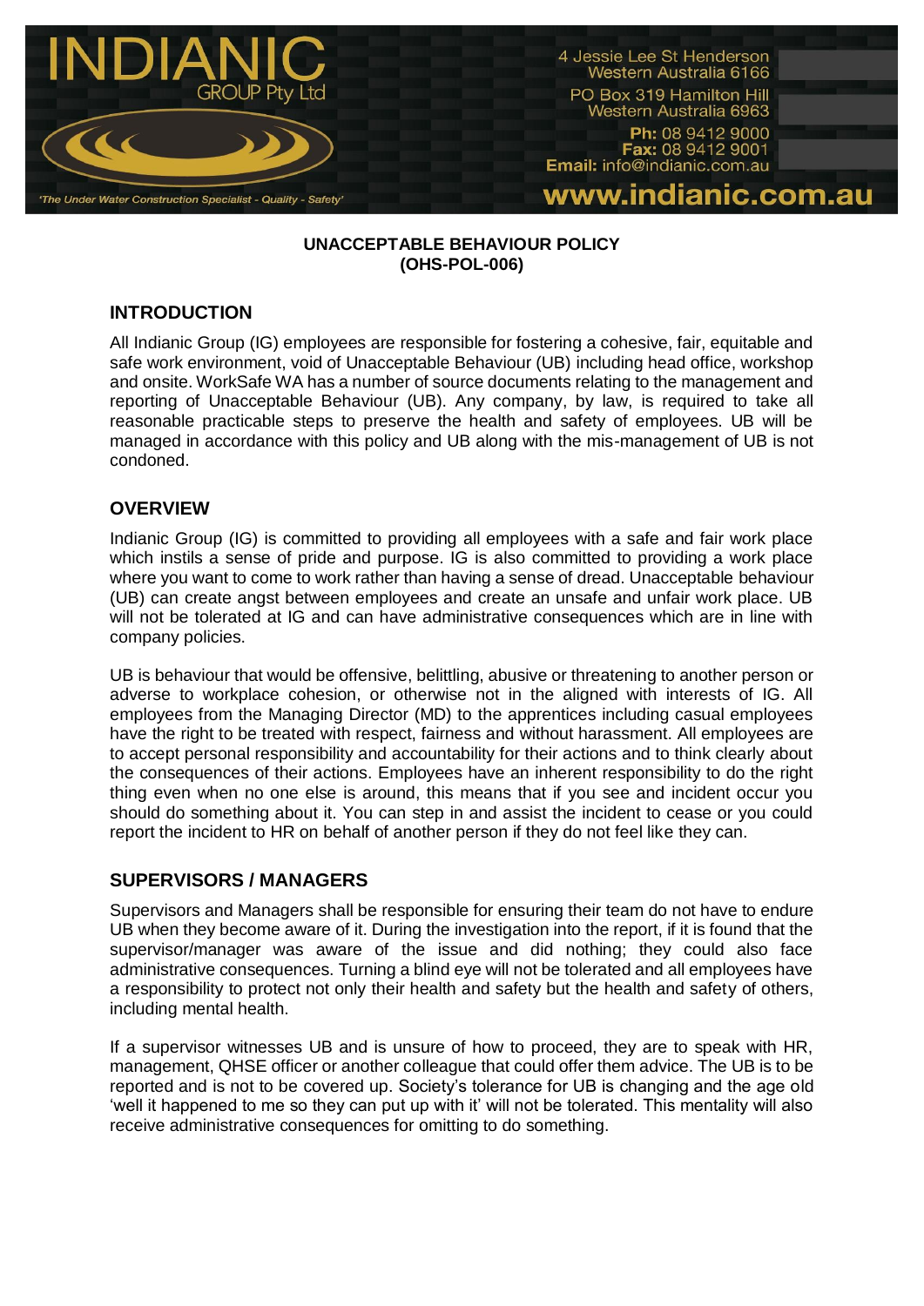INDIANIC GROUP Pty Ltd

'The Under Water Construction Specialist - Quality - Safety'

4 Jessie Lee St Henderson
Western Australia 6166

PO Box 319 Hamilton Hill
Western Australia 6963

**Ph:** 08 9412 9000
**Fax:** 08 9412 9001
**Email:** info@indianic.com.au

**www.indianic.com.au**

**UNACCEPTABLE BEHAVIOUR POLICY**
**(OHS-POL-006)**

## INTRODUCTION

All Indianic Group (IG) employees are responsible for fostering a cohesive, fair, equitable and safe work environment, void of Unacceptable Behaviour (UB) including head office, workshop and onsite. WorkSafe WA has a number of source documents relating to the management and reporting of Unacceptable Behaviour (UB). Any company, by law, is required to take all reasonable practicable steps to preserve the health and safety of employees. UB will be managed in accordance with this policy and UB along with the mis-management of UB is not condoned.

## OVERVIEW

Indianic Group (IG) is committed to providing all employees with a safe and fair work place which instils a sense of pride and purpose. IG is also committed to providing a work place where you want to come to work rather than having a sense of dread. Unacceptable behaviour (UB) can create angst between employees and create an unsafe and unfair work place. UB will not be tolerated at IG and can have administrative consequences which are in line with company policies.

UB is behaviour that would be offensive, belittling, abusive or threatening to another person or adverse to workplace cohesion, or otherwise not in the aligned with interests of IG. All employees from the Managing Director (MD) to the apprentices including casual employees have the right to be treated with respect, fairness and without harassment. All employees are to accept personal responsibility and accountability for their actions and to think clearly about the consequences of their actions. Employees have an inherent responsibility to do the right thing even when no one else is around, this means that if you see and incident occur you should do something about it. You can step in and assist the incident to cease or you could report the incident to HR on behalf of another person if they do not feel like they can.

## SUPERVISORS / MANAGERS

Supervisors and Managers shall be responsible for ensuring their team do not have to endure UB when they become aware of it. During the investigation into the report, if it is found that the supervisor/manager was aware of the issue and did nothing; they could also face administrative consequences. Turning a blind eye will not be tolerated and all employees have a responsibility to protect not only their health and safety but the health and safety of others, including mental health.

If a supervisor witnesses UB and is unsure of how to proceed, they are to speak with HR, management, QHSE officer or another colleague that could offer them advice. The UB is to be reported and is not to be covered up. Society's tolerance for UB is changing and the age old 'well it happened to me so they can put up with it' will not be tolerated. This mentality will also receive administrative consequences for omitting to do something.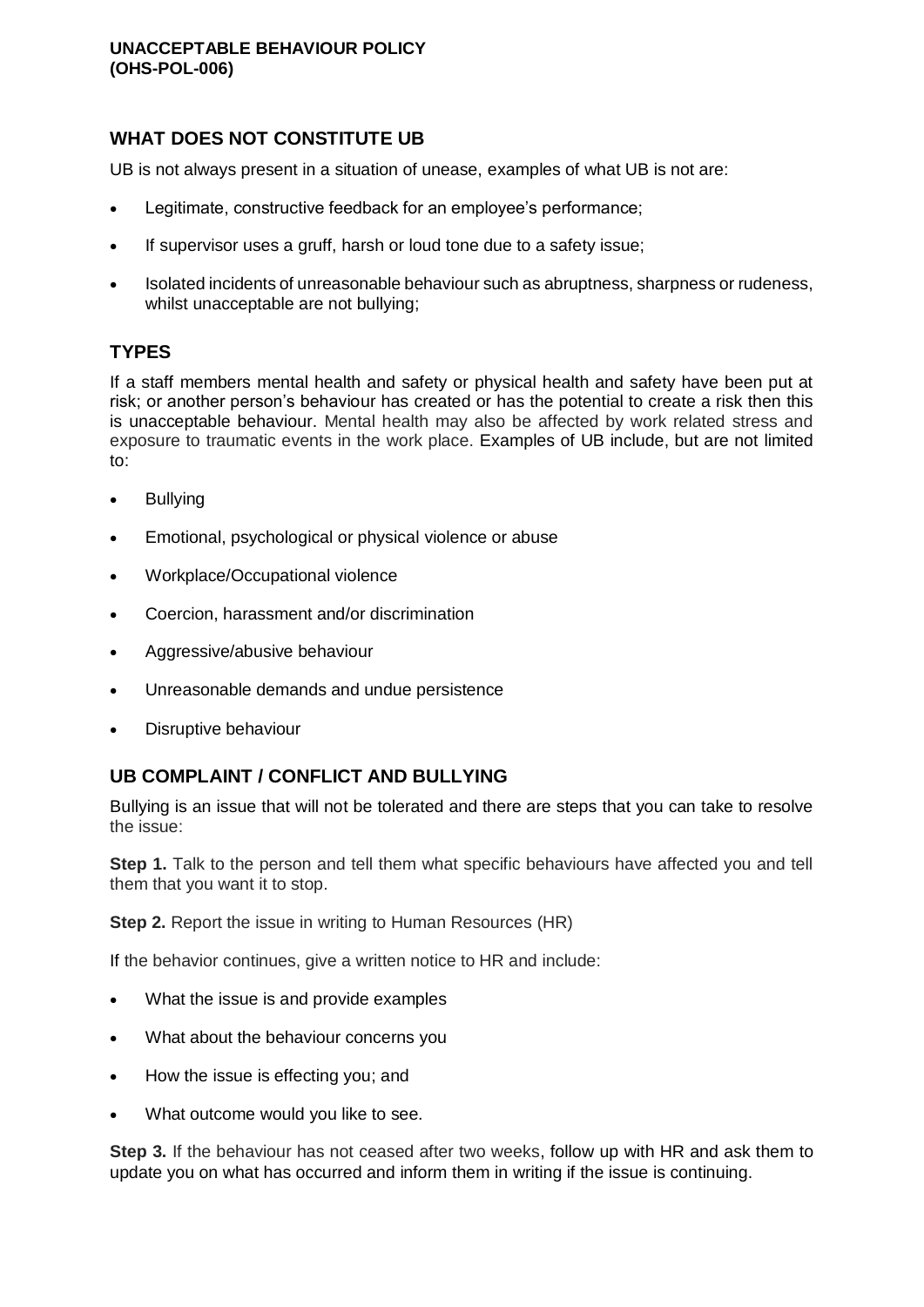## WHAT DOES NOT CONSTITUTE UB

UB is not always present in a situation of unease, examples of what UB is not are:

- Legitimate, constructive feedback for an employee's performance;
- If supervisor uses a gruff, harsh or loud tone due to a safety issue;
- Isolated incidents of unreasonable behaviour such as abruptness, sharpness or rudeness, whilst unacceptable are not bullying;

## TYPES

If a staff members mental health and safety or physical health and safety have been put at risk; or another person's behaviour has created or has the potential to create a risk then this is unacceptable behaviour. Mental health may also be affected by work related stress and exposure to traumatic events in the work place. Examples of UB include, but are not limited to:

- Bullying
- Emotional, psychological or physical violence or abuse
- Workplace/Occupational violence
- Coercion, harassment and/or discrimination
- Aggressive/abusive behaviour
- Unreasonable demands and undue persistence
- Disruptive behaviour

## UB COMPLAINT / CONFLICT AND BULLYING

Bullying is an issue that will not be tolerated and there are steps that you can take to resolve the issue:

**Step 1.** Talk to the person and tell them what specific behaviours have affected you and tell them that you want it to stop.

**Step 2.** Report the issue in writing to Human Resources (HR)

If the behavior continues, give a written notice to HR and include:

- What the issue is and provide examples
- What about the behaviour concerns you
- How the issue is effecting you; and
- What outcome would you like to see.

**Step 3.** If the behaviour has not ceased after two weeks, follow up with HR and ask them to update you on what has occurred and inform them in writing if the issue is continuing.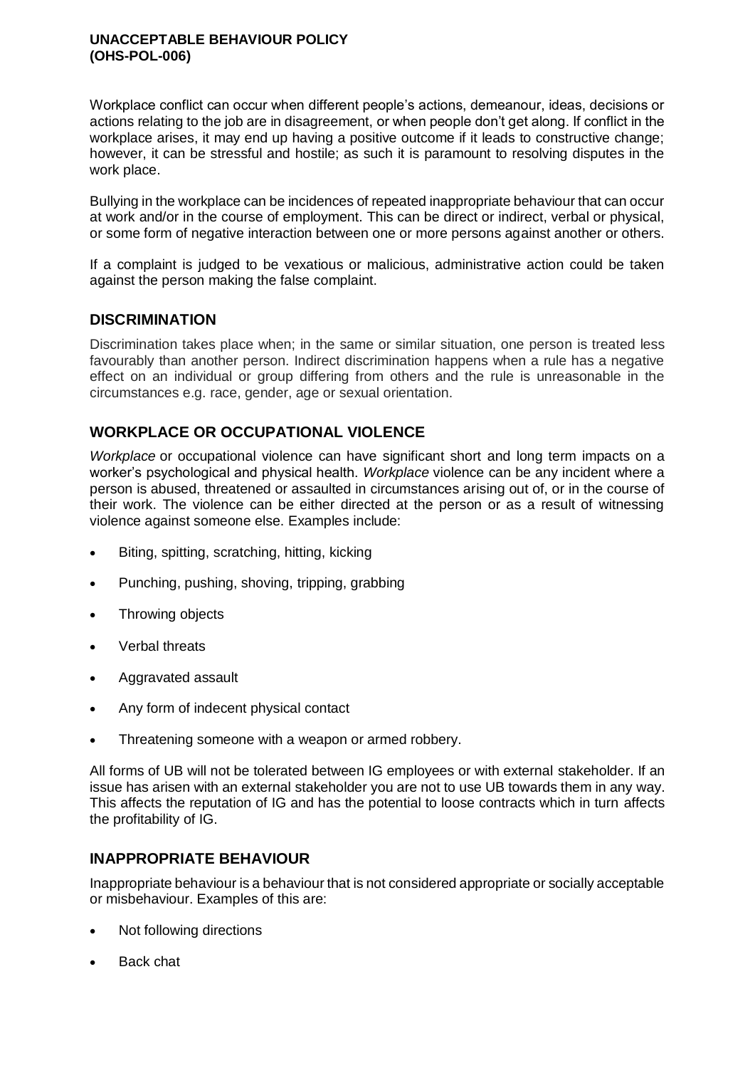Workplace conflict can occur when different people's actions, demeanour, ideas, decisions or actions relating to the job are in disagreement, or when people don't get along. If conflict in the workplace arises, it may end up having a positive outcome if it leads to constructive change; however, it can be stressful and hostile; as such it is paramount to resolving disputes in the work place.

Bullying in the workplace can be incidences of repeated inappropriate behaviour that can occur at work and/or in the course of employment. This can be direct or indirect, verbal or physical, or some form of negative interaction between one or more persons against another or others.

If a complaint is judged to be vexatious or malicious, administrative action could be taken against the person making the false complaint.

## DISCRIMINATION

Discrimination takes place when; in the same or similar situation, one person is treated less favourably than another person. Indirect discrimination happens when a rule has a negative effect on an individual or group differing from others and the rule is unreasonable in the circumstances e.g. race, gender, age or sexual orientation.

## WORKPLACE OR OCCUPATIONAL VIOLENCE

*Workplace* or occupational violence can have significant short and long term impacts on a worker's psychological and physical health. *Workplace* violence can be any incident where a person is abused, threatened or assaulted in circumstances arising out of, or in the course of their work. The violence can be either directed at the person or as a result of witnessing violence against someone else. Examples include:

- Biting, spitting, scratching, hitting, kicking
- Punching, pushing, shoving, tripping, grabbing
- Throwing objects
- Verbal threats
- Aggravated assault
- Any form of indecent physical contact
- Threatening someone with a weapon or armed robbery.

All forms of UB will not be tolerated between IG employees or with external stakeholder. If an issue has arisen with an external stakeholder you are not to use UB towards them in any way. This affects the reputation of IG and has the potential to loose contracts which in turn affects the profitability of IG.

## INAPPROPRIATE BEHAVIOUR

Inappropriate behaviour is a behaviour that is not considered appropriate or socially acceptable or misbehaviour. Examples of this are:

- Not following directions
- Back chat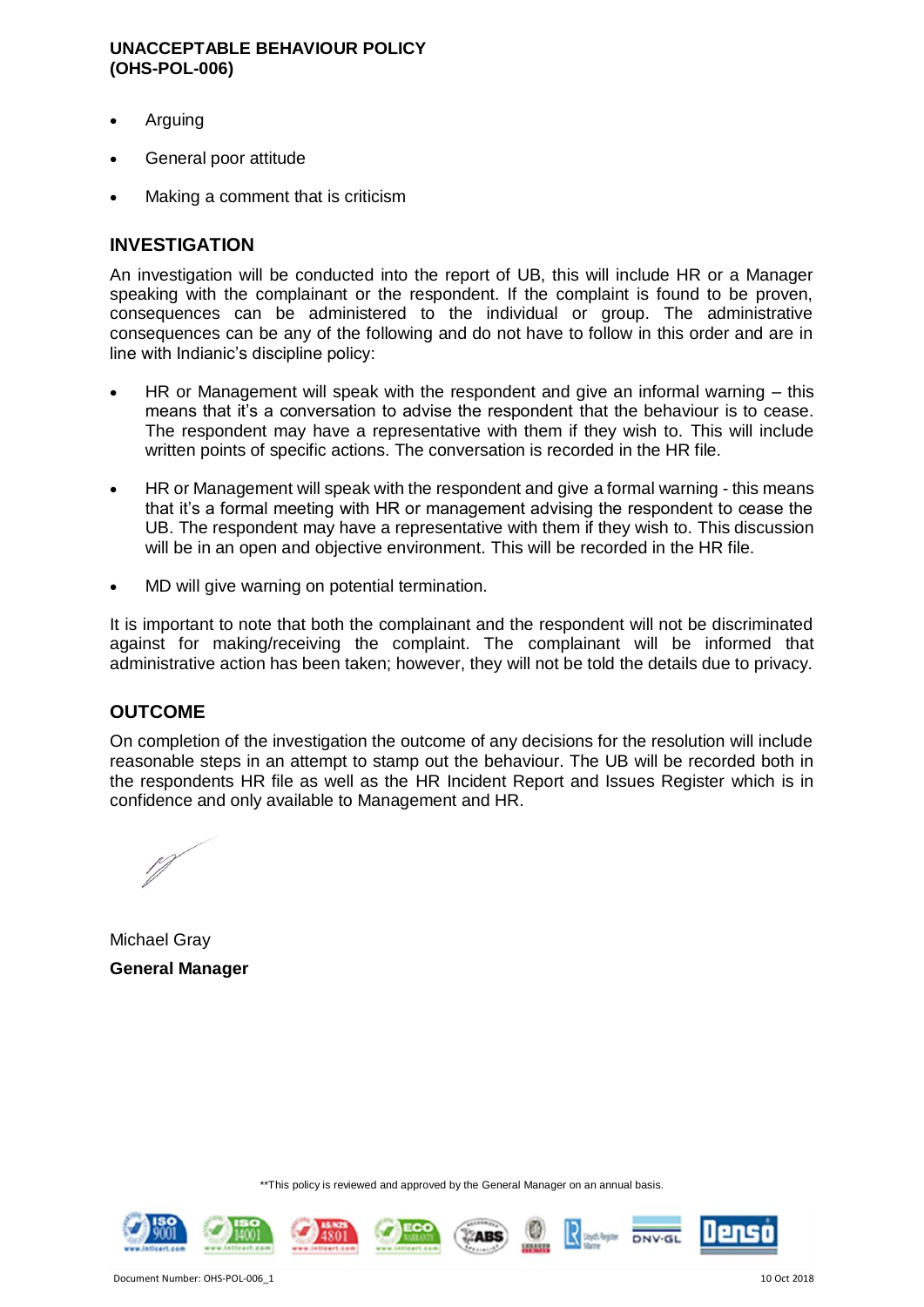- Arguing
- General poor attitude
- Making a comment that is criticism

## INVESTIGATION

An investigation will be conducted into the report of UB, this will include HR or a Manager speaking with the complainant or the respondent. If the complaint is found to be proven, consequences can be administered to the individual or group. The administrative consequences can be any of the following and do not have to follow in this order and are in line with Indianic's discipline policy:

- HR or Management will speak with the respondent and give an informal warning – this means that it's a conversation to advise the respondent that the behaviour is to cease. The respondent may have a representative with them if they wish to. This will include written points of specific actions. The conversation is recorded in the HR file.
- HR or Management will speak with the respondent and give a formal warning - this means that it's a formal meeting with HR or management advising the respondent to cease the UB. The respondent may have a representative with them if they wish to. This discussion will be in an open and objective environment. This will be recorded in the HR file.
- MD will give warning on potential termination.

It is important to note that both the complainant and the respondent will not be discriminated against for making/receiving the complaint. The complainant will be informed that administrative action has been taken; however, they will not be told the details due to privacy.

## OUTCOME

On completion of the investigation the outcome of any decisions for the resolution will include reasonable steps in an attempt to stamp out the behaviour. The UB will be recorded both in the respondents HR file as well as the HR Incident Report and Issues Register which is in confidence and only available to Management and HR.

Michael Gray
**General Manager**

**This policy is reviewed and approved by the General Manager on an annual basis.